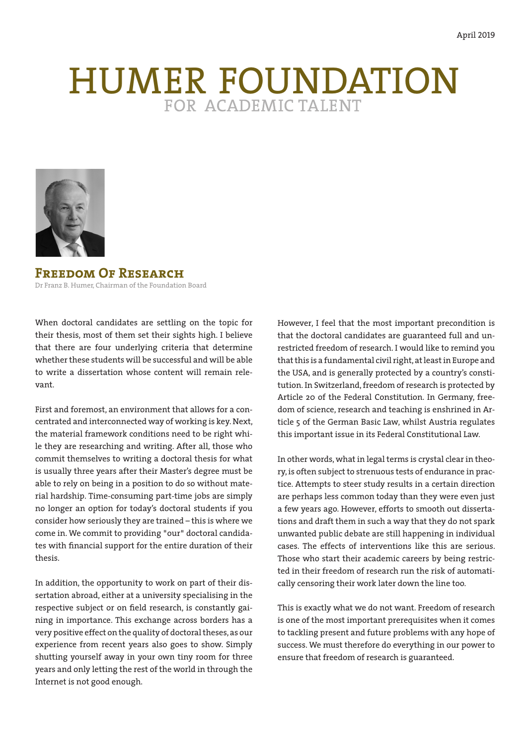April 2019

# HUMER FOUNDATION
FOR ACADEMIC TALENT

## Freedom Of Research

Dr Franz B. Humer, Chairman of the Foundation Board

When doctoral candidates are settling on the topic for their thesis, most of them set their sights high. I believe that there are four underlying criteria that determine whether these students will be successful and will be able to write a dissertation whose content will remain relevant.

First and foremost, an environment that allows for a concentrated and interconnected way of working is key. Next, the material framework conditions need to be right while they are researching and writing. After all, those who commit themselves to writing a doctoral thesis for what is usually three years after their Master's degree must be able to rely on being in a position to do so without material hardship. Time-consuming part-time jobs are simply no longer an option for today's doctoral students if you consider how seriously they are trained – this is where we come in. We commit to providing "our" doctoral candidates with financial support for the entire duration of their thesis.

In addition, the opportunity to work on part of their dissertation abroad, either at a university specialising in the respective subject or on field research, is constantly gaining in importance. This exchange across borders has a very positive effect on the quality of doctoral theses, as our experience from recent years also goes to show. Simply shutting yourself away in your own tiny room for three years and only letting the rest of the world in through the Internet is not good enough.

However, I feel that the most important precondition is that the doctoral candidates are guaranteed full and unrestricted freedom of research. I would like to remind you that this is a fundamental civil right, at least in Europe and the USA, and is generally protected by a country's constitution. In Switzerland, freedom of research is protected by Article 20 of the Federal Constitution. In Germany, freedom of science, research and teaching is enshrined in Article 5 of the German Basic Law, whilst Austria regulates this important issue in its Federal Constitutional Law.

In other words, what in legal terms is crystal clear in theory, is often subject to strenuous tests of endurance in practice. Attempts to steer study results in a certain direction are perhaps less common today than they were even just a few years ago. However, efforts to smooth out dissertations and draft them in such a way that they do not spark unwanted public debate are still happening in individual cases. The effects of interventions like this are serious. Those who start their academic careers by being restricted in their freedom of research run the risk of automatically censoring their work later down the line too.

This is exactly what we do not want. Freedom of research is one of the most important prerequisites when it comes to tackling present and future problems with any hope of success. We must therefore do everything in our power to ensure that freedom of research is guaranteed.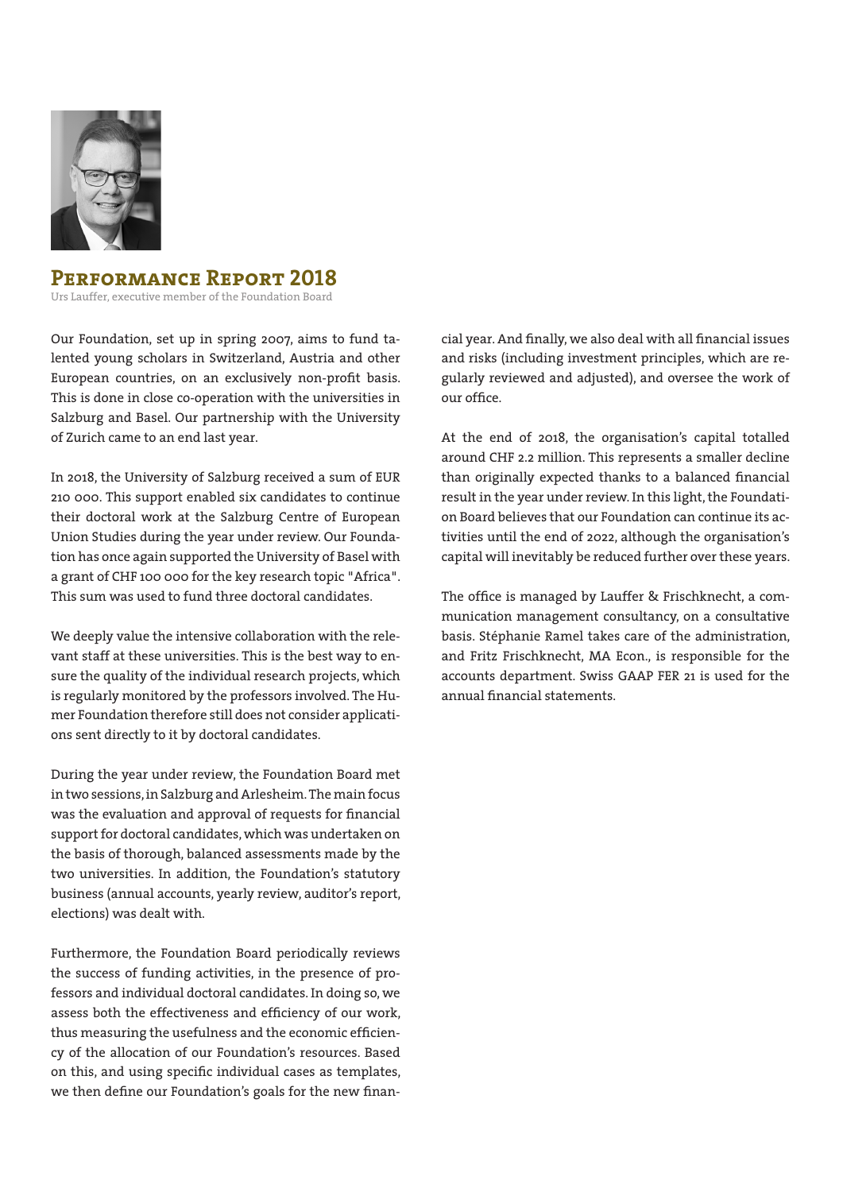## Performance Report 2018

Urs Lauffer, executive member of the Foundation Board

Our Foundation, set up in spring 2007, aims to fund talented young scholars in Switzerland, Austria and other European countries, on an exclusively non-profit basis. This is done in close co-operation with the universities in Salzburg and Basel. Our partnership with the University of Zurich came to an end last year.

In 2018, the University of Salzburg received a sum of EUR 210 000. This support enabled six candidates to continue their doctoral work at the Salzburg Centre of European Union Studies during the year under review. Our Foundation has once again supported the University of Basel with a grant of CHF 100 000 for the key research topic "Africa". This sum was used to fund three doctoral candidates.

We deeply value the intensive collaboration with the relevant staff at these universities. This is the best way to ensure the quality of the individual research projects, which is regularly monitored by the professors involved. The Humer Foundation therefore still does not consider applications sent directly to it by doctoral candidates.

During the year under review, the Foundation Board met in two sessions, in Salzburg and Arlesheim. The main focus was the evaluation and approval of requests for financial support for doctoral candidates, which was undertaken on the basis of thorough, balanced assessments made by the two universities. In addition, the Foundation's statutory business (annual accounts, yearly review, auditor's report, elections) was dealt with.

Furthermore, the Foundation Board periodically reviews the success of funding activities, in the presence of professors and individual doctoral candidates. In doing so, we assess both the effectiveness and efficiency of our work, thus measuring the usefulness and the economic efficiency of the allocation of our Foundation's resources. Based on this, and using specific individual cases as templates, we then define our Foundation's goals for the new financial year. And finally, we also deal with all financial issues and risks (including investment principles, which are regularly reviewed and adjusted), and oversee the work of our office.

At the end of 2018, the organisation's capital totalled around CHF 2.2 million. This represents a smaller decline than originally expected thanks to a balanced financial result in the year under review. In this light, the Foundation Board believes that our Foundation can continue its activities until the end of 2022, although the organisation's capital will inevitably be reduced further over these years.

The office is managed by Lauffer & Frischknecht, a communication management consultancy, on a consultative basis. Stéphanie Ramel takes care of the administration, and Fritz Frischknecht, MA Econ., is responsible for the accounts department. Swiss GAAP FER 21 is used for the annual financial statements.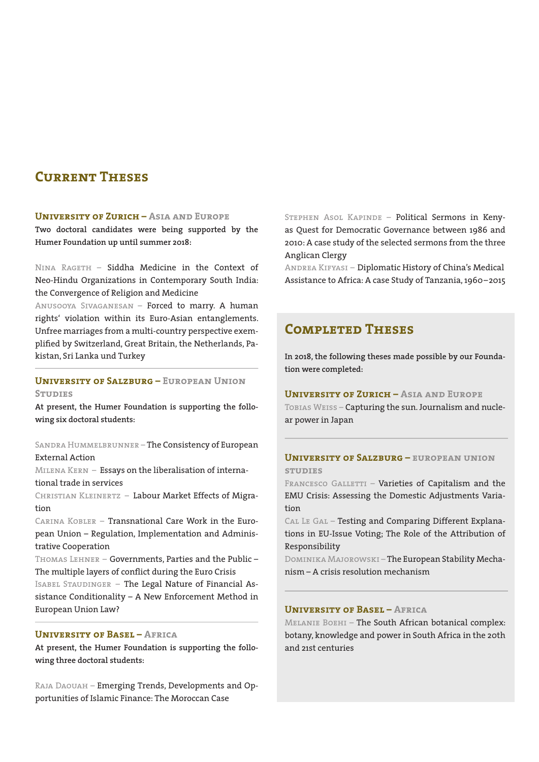## Current Theses

### University of Zurich – Asia and Europe

**Two doctoral candidates were being supported by the Humer Foundation up until summer 2018:**

Nina Rageth – Siddha Medicine in the Context of Neo-Hindu Organizations in Contemporary South India: the Convergence of Religion and Medicine

Anusooya Sivaganesan – Forced to marry. A human rights' violation within its Euro-Asian entanglements. Unfree marriages from a multi-country perspective exemplified by Switzerland, Great Britain, the Netherlands, Pakistan, Sri Lanka und Turkey

### University of Salzburg – European Union Studies

**At present, the Humer Foundation is supporting the following six doctoral students:**

Sandra Hummelbrunner – The Consistency of European External Action

Milena Kern – Essays on the liberalisation of international trade in services

Christian Kleinertz – Labour Market Effects of Migration

Carina Kobler – Transnational Care Work in the European Union – Regulation, Implementation and Administrative Cooperation

Thomas Lehner – Governments, Parties and the Public – The multiple layers of conflict during the Euro Crisis

Isabel Staudinger – The Legal Nature of Financial Assistance Conditionality – A New Enforcement Method in European Union Law?

### University of Basel – Africa

**At present, the Humer Foundation is supporting the following three doctoral students:**

Raja Daouah – Emerging Trends, Developments and Opportunities of Islamic Finance: The Moroccan Case

Stephen Asol Kapinde – Political Sermons in Kenyas Quest for Democratic Governance between 1986 and 2010: A case study of the selected sermons from the three Anglican Clergy

Andrea Kifyasi – Diplomatic History of China's Medical Assistance to Africa: A case Study of Tanzania, 1960–2015

## Completed Theses

**In 2018, the following theses made possible by our Foundation were completed:**

### University of Zurich – Asia and Europe

Tobias Weiss – Capturing the sun. Journalism and nuclear power in Japan

### University of Salzburg – european union studies

Francesco Galletti – Varieties of Capitalism and the EMU Crisis: Assessing the Domestic Adjustments Variation

Cal Le Gal – Testing and Comparing Different Explanations in EU-Issue Voting; The Role of the Attribution of Responsibility

Dominika Majorowski – The European Stability Mechanism – A crisis resolution mechanism

### University of Basel – Africa

Melanie Boehi – The South African botanical complex: botany, knowledge and power in South Africa in the 20th and 21st centuries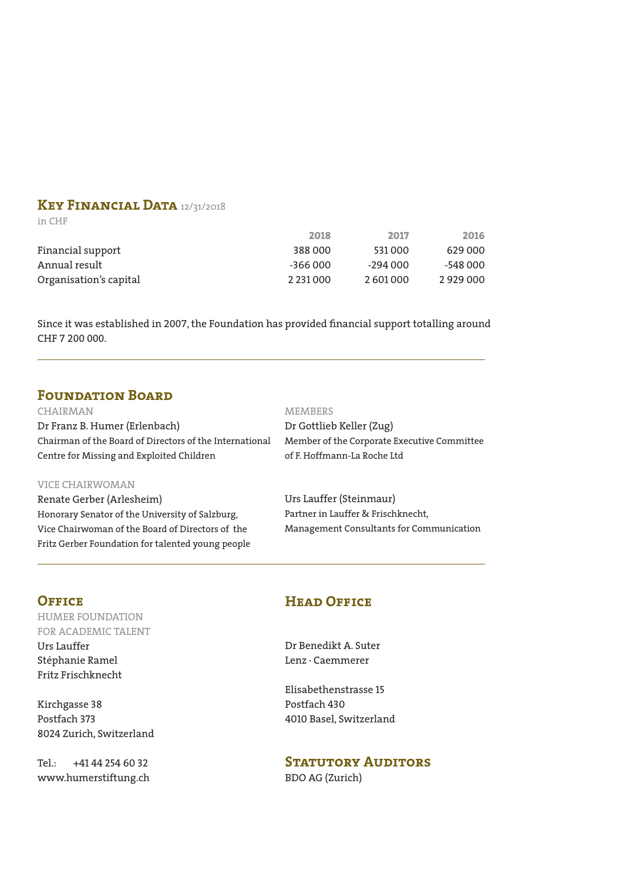## Key Financial Data 12/31/2018

in CHF

| | 2018 | 2017 | 2016 |
|---|---|---|---|
| Financial support | 388 000 | 531 000 | 629 000 |
| Annual result | -366 000 | -294 000 | -548 000 |
| Organisation's capital | 2 231 000 | 2 601 000 | 2 929 000 |

Since it was established in 2007, the Foundation has provided financial support totalling around CHF 7 200 000.

---

## Foundation Board

CHAIRMAN

Dr Franz B. Humer (Erlenbach)
Chairman of the Board of Directors of the International Centre for Missing and Exploited Children

VICE CHAIRWOMAN

Renate Gerber (Arlesheim)
Honorary Senator of the University of Salzburg, Vice Chairwoman of the Board of Directors of the Fritz Gerber Foundation for talented young people

MEMBERS

Dr Gottlieb Keller (Zug)
Member of the Corporate Executive Committee of F. Hoffmann-La Roche Ltd

Urs Lauffer (Steinmaur)
Partner in Lauffer & Frischknecht, Management Consultants for Communication

---

## Office

HUMER FOUNDATION
FOR ACADEMIC TALENT

Urs Lauffer
Stéphanie Ramel
Fritz Frischknecht

Kirchgasse 38
Postfach 373
8024 Zurich, Switzerland

Tel.: +41 44 254 60 32
www.humerstiftung.ch

## Head Office

Dr Benedikt A. Suter
Lenz · Caemmerer

Elisabethenstrasse 15
Postfach 430
4010 Basel, Switzerland

## Statutory Auditors

BDO AG (Zurich)